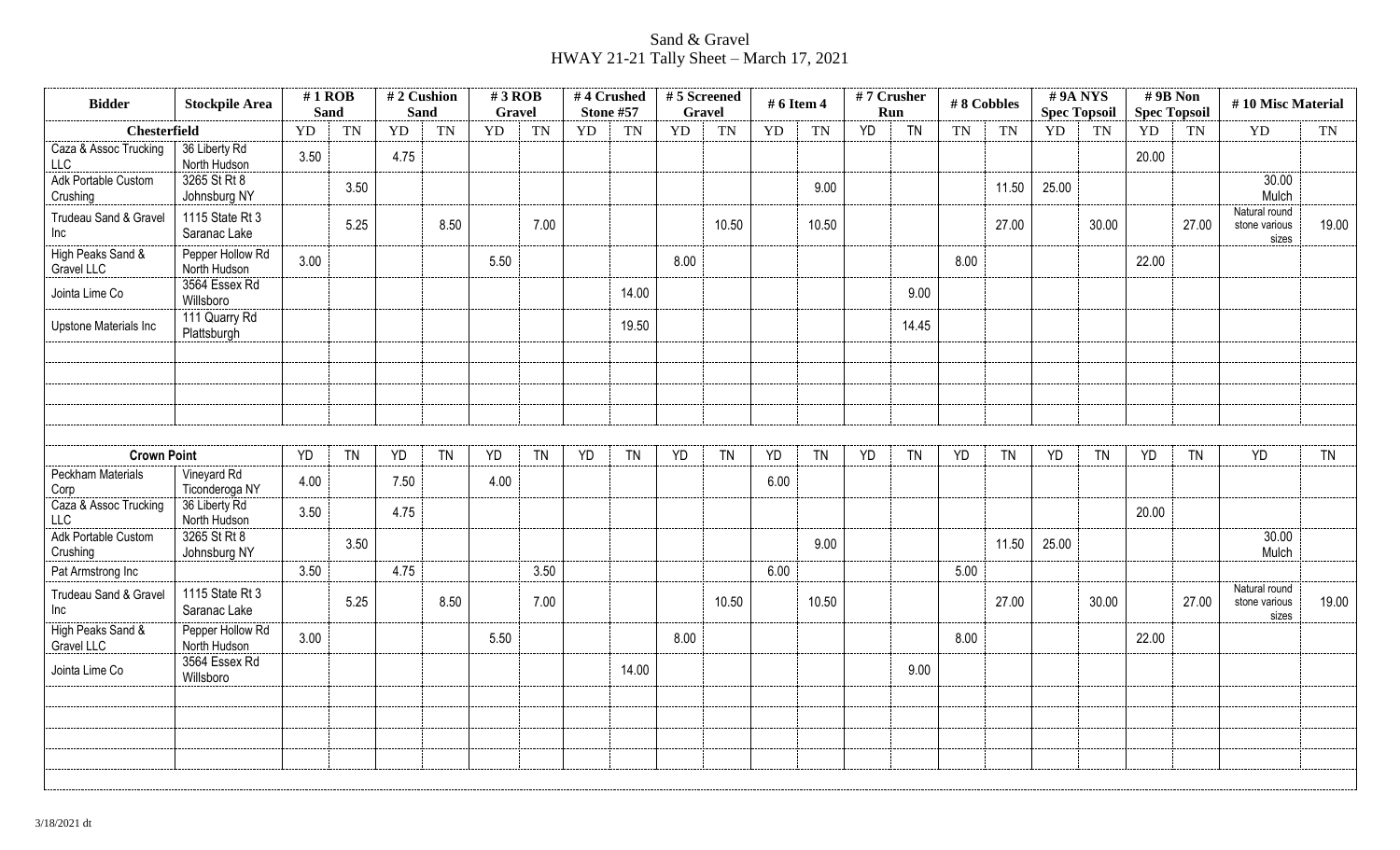# Sand & Gravel
## HWAY 21-21 Tally Sheet – March 17, 2021

| Bidder | Stockpile Area | # 1 ROB Sand | | # 2 Cushion Sand | | # 3 ROB Gravel | | # 4 Crushed Stone #57 | | # 5 Screened Gravel | | # 6 Item 4 | | # 7 Crusher Run | | # 8 Cobbles | | # 9A NYS Spec Topsoil | | # 9B Non Spec Topsoil | | # 10 Misc Material | |
|---|---|---|---|---|---|---|---|---|---|---|---|---|---|---|---|---|---|---|---|---|---|---|---|
| **Chesterfield** | | YD | TN | YD | TN | YD | TN | YD | TN | YD | TN | YD | TN | YD | TN | TN | TN | YD | TN | YD | TN | YD | TN |
| Caza & Assoc Trucking LLC | 36 Liberty Rd North Hudson | 3.50 | | 4.75 | | | | | | | | | | | | | | | | 20.00 | | | |
| Adk Portable Custom Crushing | 3265 St Rt 8 Johnsburg NY | | 3.50 | | | | | | | | | | 9.00 | | | | 11.50 | 25.00 | | | | 30.00 Mulch | |
| Trudeau Sand & Gravel Inc | 1115 State Rt 3 Saranac Lake | | 5.25 | | 8.50 | | 7.00 | | | | 10.50 | | 10.50 | | | | 27.00 | | 30.00 | | 27.00 | Natural round stone various sizes | 19.00 |
| High Peaks Sand & Gravel LLC | Pepper Hollow Rd North Hudson | 3.00 | | | | 5.50 | | | | 8.00 | | | | | | 8.00 | | | | 22.00 | | | |
| Jointa Lime Co | 3564 Essex Rd Willsboro | | | | | | | | 14.00 | | | | | | 9.00 | | | | | | | | |
| Upstone Materials Inc | 111 Quarry Rd Plattsburgh | | | | | | | | 19.50 | | | | | | 14.45 | | | | | | | | |
| **Crown Point** | | YD | TN | YD | TN | YD | TN | YD | TN | YD | TN | YD | TN | YD | TN | YD | TN | YD | TN | YD | TN | YD | TN |
| Peckham Materials Corp | Vineyard Rd Ticonderoga NY | 4.00 | | 7.50 | | 4.00 | | | | | | 6.00 | | | | | | | | | | | |
| Caza & Assoc Trucking LLC | 36 Liberty Rd North Hudson | 3.50 | | 4.75 | | | | | | | | | | | | | | | | 20.00 | | | |
| Adk Portable Custom Crushing | 3265 St Rt 8 Johnsburg NY | | 3.50 | | | | | | | | | | 9.00 | | | | 11.50 | 25.00 | | | | 30.00 Mulch | |
| Pat Armstrong Inc | | 3.50 | | 4.75 | | | 3.50 | | | | | 6.00 | | | | 5.00 | | | | | | | |
| Trudeau Sand & Gravel Inc | 1115 State Rt 3 Saranac Lake | | 5.25 | | 8.50 | | 7.00 | | | | 10.50 | | 10.50 | | | | 27.00 | | 30.00 | | 27.00 | Natural round stone various sizes | 19.00 |
| High Peaks Sand & Gravel LLC | Pepper Hollow Rd North Hudson | 3.00 | | | | 5.50 | | | | 8.00 | | | | | | 8.00 | | | | 22.00 | | | |
| Jointa Lime Co | 3564 Essex Rd Willsboro | | | | | | | | 14.00 | | | | | | 9.00 | | | | | | | | |

3/18/2021 dt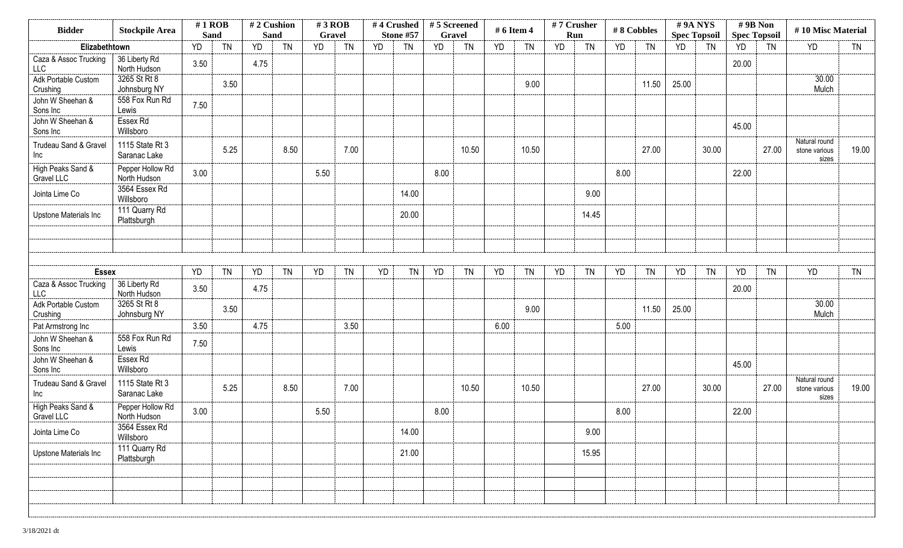| Bidder | Stockpile Area | # 1 ROB Sand | | # 2 Cushion Sand | | # 3 ROB Gravel | | # 4 Crushed Stone #57 | | # 5 Screened Gravel | | # 6 Item 4 | | # 7 Crusher Run | | # 8 Cobbles | | # 9A NYS Spec Topsoil | | # 9B Non Spec Topsoil | | # 10 Misc Material | |
|---|---|---|---|---|---|---|---|---|---|---|---|---|---|---|---|---|---|---|---|---|---|---|---|
| **Elizabethtown** | | YD | TN | YD | TN | YD | TN | YD | TN | YD | TN | YD | TN | YD | TN | YD | TN | YD | TN | YD | TN | YD | TN |
| Caza & Assoc Trucking LLC | 36 Liberty Rd North Hudson | 3.50 | | 4.75 | | | | | | | | | | | | | | | | 20.00 | | | |
| Adk Portable Custom Crushing | 3265 St Rt 8 Johnsburg NY | | 3.50 | | | | | | | | | | 9.00 | | | | 11.50 | 25.00 | | | | 30.00 Mulch | |
| John W Sheehan & Sons Inc | 558 Fox Run Rd Lewis | 7.50 | | | | | | | | | | | | | | | | | | | | | |
| John W Sheehan & Sons Inc | Essex Rd Willsboro | | | | | | | | | | | | | | | | | | | 45.00 | | | |
| Trudeau Sand & Gravel Inc | 1115 State Rt 3 Saranac Lake | | 5.25 | | 8.50 | | 7.00 | | | | 10.50 | | 10.50 | | | | 27.00 | | 30.00 | | 27.00 | Natural round stone various sizes | 19.00 |
| High Peaks Sand & Gravel LLC | Pepper Hollow Rd North Hudson | 3.00 | | | | 5.50 | | | | 8.00 | | | | | | 8.00 | | | | 22.00 | | | |
| Jointa Lime Co | 3564 Essex Rd Willsboro | | | | | | | | 14.00 | | | | | | 9.00 | | | | | | | | |
| Upstone Materials Inc | 111 Quarry Rd Plattsburgh | | | | | | | | 20.00 | | | | | | 14.45 | | | | | | | | |
| **Essex** | | YD | TN | YD | TN | YD | TN | YD | TN | YD | TN | YD | TN | YD | TN | YD | TN | YD | TN | YD | TN | YD | TN |
| Caza & Assoc Trucking LLC | 36 Liberty Rd North Hudson | 3.50 | | 4.75 | | | | | | | | | | | | | | | | 20.00 | | | |
| Adk Portable Custom Crushing | 3265 St Rt 8 Johnsburg NY | | 3.50 | | | | | | | | | | 9.00 | | | | 11.50 | 25.00 | | | | 30.00 Mulch | |
| Pat Armstrong Inc | | 3.50 | | 4.75 | | | 3.50 | | | | | 6.00 | | | | 5.00 | | | | | | | |
| John W Sheehan & Sons Inc | 558 Fox Run Rd Lewis | 7.50 | | | | | | | | | | | | | | | | | | | | | |
| John W Sheehan & Sons Inc | Essex Rd Willsboro | | | | | | | | | | | | | | | | | | | 45.00 | | | |
| Trudeau Sand & Gravel Inc | 1115 State Rt 3 Saranac Lake | | 5.25 | | 8.50 | | 7.00 | | | | 10.50 | | 10.50 | | | | 27.00 | | 30.00 | | 27.00 | Natural round stone various sizes | 19.00 |
| High Peaks Sand & Gravel LLC | Pepper Hollow Rd North Hudson | 3.00 | | | | 5.50 | | | | 8.00 | | | | | | 8.00 | | | | 22.00 | | | |
| Jointa Lime Co | 3564 Essex Rd Willsboro | | | | | | | | 14.00 | | | | | | 9.00 | | | | | | | | |
| Upstone Materials Inc | 111 Quarry Rd Plattsburgh | | | | | | | | 21.00 | | | | | | 15.95 | | | | | | | | |

3/18/2021 dt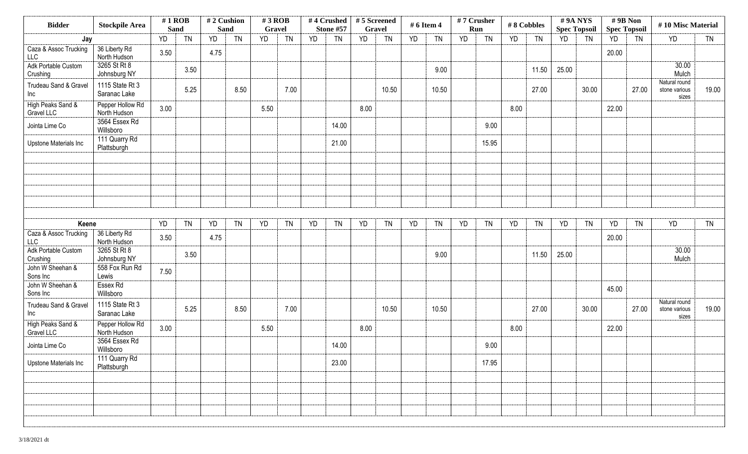| Bidder | Stockpile Area | # 1 ROB Sand | | # 2 Cushion Sand | | # 3 ROB Gravel | | # 4 Crushed Stone #57 | | # 5 Screened Gravel | | # 6 Item 4 | | # 7 Crusher Run | | # 8 Cobbles | | # 9A NYS Spec Topsoil | | # 9B Non Spec Topsoil | | # 10 Misc Material | |
|---|---|---|---|---|---|---|---|---|---|---|---|---|---|---|---|---|---|---|---|---|---|---|---|
| **Jay** | | YD | TN | YD | TN | YD | TN | YD | TN | YD | TN | YD | TN | YD | TN | YD | TN | YD | TN | YD | TN | YD | TN |
| Caza & Assoc Trucking LLC | 36 Liberty Rd North Hudson | 3.50 | | 4.75 | | | | | | | | | | | | | | | | 20.00 | | | |
| Adk Portable Custom Crushing | 3265 St Rt 8 Johnsburg NY | | 3.50 | | | | | | | | | | 9.00 | | | | 11.50 | 25.00 | | | | 30.00 Mulch | |
| Trudeau Sand & Gravel Inc | 1115 State Rt 3 Saranac Lake | | 5.25 | | 8.50 | | 7.00 | | | | 10.50 | | 10.50 | | | | 27.00 | | 30.00 | | 27.00 | Natural round stone various sizes | 19.00 |
| High Peaks Sand & Gravel LLC | Pepper Hollow Rd North Hudson | 3.00 | | | | 5.50 | | | | 8.00 | | | | | | 8.00 | | | | 22.00 | | | |
| Jointa Lime Co | 3564 Essex Rd Willsboro | | | | | | | | 14.00 | | | | | | 9.00 | | | | | | | | |
| Upstone Materials Inc | 111 Quarry Rd Plattsburgh | | | | | | | | 21.00 | | | | | | 15.95 | | | | | | | | |
| **Keene** | | YD | TN | YD | TN | YD | TN | YD | TN | YD | TN | YD | TN | YD | TN | YD | TN | YD | TN | YD | TN | YD | TN |
| Caza & Assoc Trucking LLC | 36 Liberty Rd North Hudson | 3.50 | | 4.75 | | | | | | | | | | | | | | | | 20.00 | | | |
| Adk Portable Custom Crushing | 3265 St Rt 8 Johnsburg NY | | 3.50 | | | | | | | | | | 9.00 | | | | 11.50 | 25.00 | | | | 30.00 Mulch | |
| John W Sheehan & Sons Inc | 558 Fox Run Rd Lewis | 7.50 | | | | | | | | | | | | | | | | | | | | | |
| John W Sheehan & Sons Inc | Essex Rd Willsboro | | | | | | | | | | | | | | | | | | | 45.00 | | | |
| Trudeau Sand & Gravel Inc | 1115 State Rt 3 Saranac Lake | | 5.25 | | 8.50 | | 7.00 | | | | 10.50 | | 10.50 | | | | 27.00 | | 30.00 | | 27.00 | Natural round stone various sizes | 19.00 |
| High Peaks Sand & Gravel LLC | Pepper Hollow Rd North Hudson | 3.00 | | | | 5.50 | | | | 8.00 | | | | | | 8.00 | | | | 22.00 | | | |
| Jointa Lime Co | 3564 Essex Rd Willsboro | | | | | | | | 14.00 | | | | | | 9.00 | | | | | | | | |
| Upstone Materials Inc | 111 Quarry Rd Plattsburgh | | | | | | | | 23.00 | | | | | | 17.95 | | | | | | | | |

3/18/2021 dt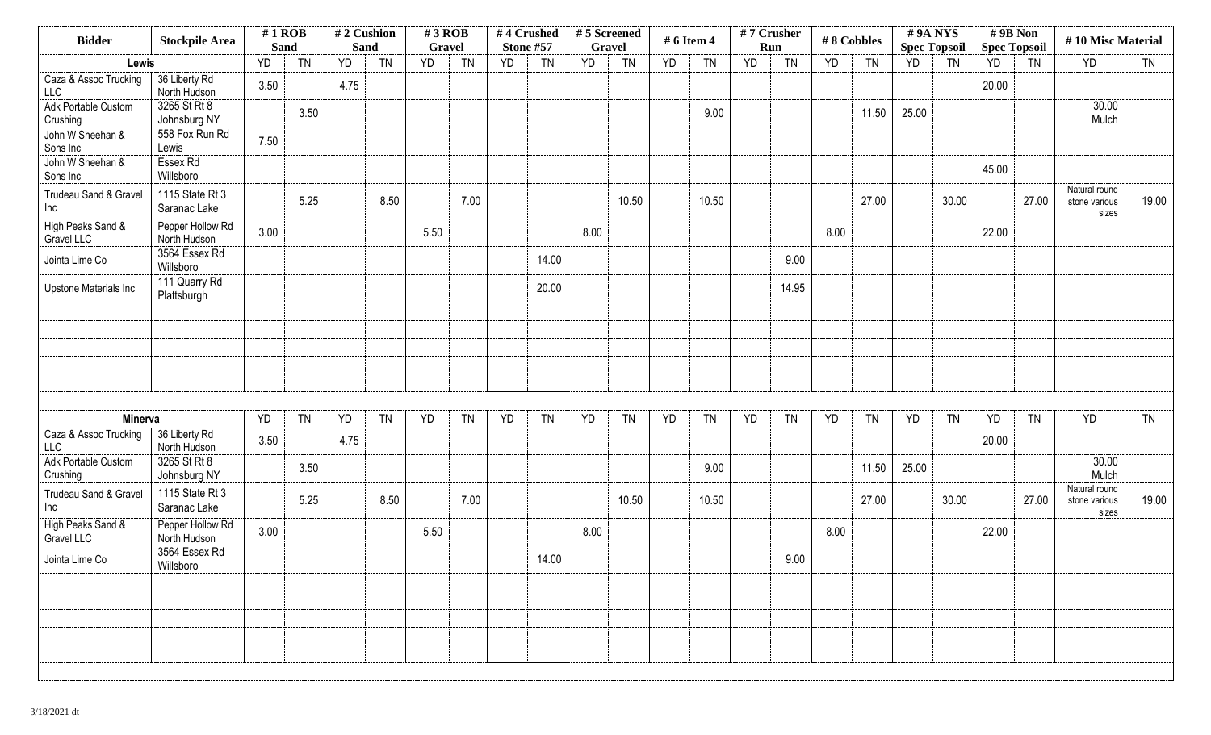| Bidder | Stockpile Area | # 1 ROB Sand | | # 2 Cushion Sand | | # 3 ROB Gravel | | # 4 Crushed Stone #57 | | # 5 Screened Gravel | | # 6 Item 4 | | # 7 Crusher Run | | # 8 Cobbles | | # 9A NYS Spec Topsoil | | # 9B Non Spec Topsoil | | # 10 Misc Material | |
|---|---|---|---|---|---|---|---|---|---|---|---|---|---|---|---|---|---|---|---|---|---|---|---|
| **Lewis** | | YD | TN | YD | TN | YD | TN | YD | TN | YD | TN | YD | TN | YD | TN | YD | TN | YD | TN | YD | TN | YD | TN |
| Caza & Assoc Trucking LLC | 36 Liberty Rd North Hudson | 3.50 | | 4.75 | | | | | | | | | | | | | | | | 20.00 | | | |
| Adk Portable Custom Crushing | 3265 St Rt 8 Johnsburg NY | | 3.50 | | | | | | | | | | 9.00 | | | | 11.50 | 25.00 | | | | 30.00 Mulch | |
| John W Sheehan & Sons Inc | 558 Fox Run Rd Lewis | 7.50 | | | | | | | | | | | | | | | | | | | | | |
| John W Sheehan & Sons Inc | Essex Rd Willsboro | | | | | | | | | | | | | | | | | | | 45.00 | | | |
| Trudeau Sand & Gravel Inc | 1115 State Rt 3 Saranac Lake | | 5.25 | | 8.50 | | 7.00 | | | | 10.50 | | 10.50 | | | | 27.00 | | 30.00 | | 27.00 | Natural round stone various sizes | 19.00 |
| High Peaks Sand & Gravel LLC | Pepper Hollow Rd North Hudson | 3.00 | | | | 5.50 | | | | 8.00 | | | | | | 8.00 | | | | 22.00 | | | |
| Jointa Lime Co | 3564 Essex Rd Willsboro | | | | | | | | 14.00 | | | | | | 9.00 | | | | | | | | |
| Upstone Materials Inc | 111 Quarry Rd Plattsburgh | | | | | | | | 20.00 | | | | | | 14.95 | | | | | | | | |
| **Minerva** | | YD | TN | YD | TN | YD | TN | YD | TN | YD | TN | YD | TN | YD | TN | YD | TN | YD | TN | YD | TN | YD | TN |
| Caza & Assoc Trucking LLC | 36 Liberty Rd North Hudson | 3.50 | | 4.75 | | | | | | | | | | | | | | | | 20.00 | | | |
| Adk Portable Custom Crushing | 3265 St Rt 8 Johnsburg NY | | 3.50 | | | | | | | | | | 9.00 | | | | 11.50 | 25.00 | | | | 30.00 Mulch | |
| Trudeau Sand & Gravel Inc | 1115 State Rt 3 Saranac Lake | | 5.25 | | 8.50 | | 7.00 | | | | 10.50 | | 10.50 | | | | 27.00 | | 30.00 | | 27.00 | Natural round stone various sizes | 19.00 |
| High Peaks Sand & Gravel LLC | Pepper Hollow Rd North Hudson | 3.00 | | | | 5.50 | | | | 8.00 | | | | | | 8.00 | | | | 22.00 | | | |
| Jointa Lime Co | 3564 Essex Rd Willsboro | | | | | | | | 14.00 | | | | | | 9.00 | | | | | | | | |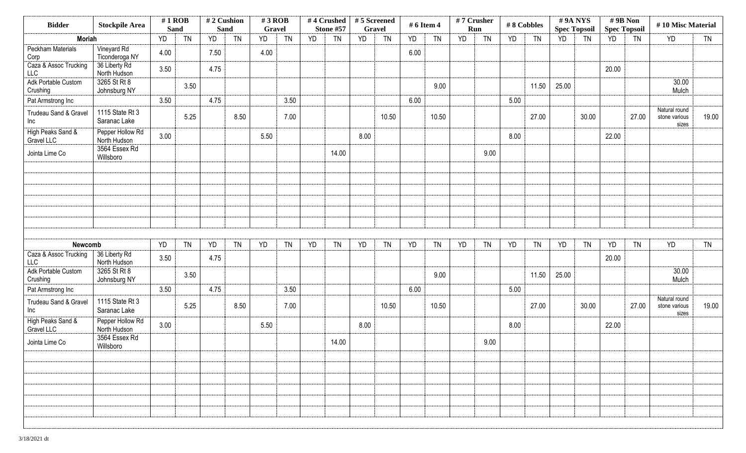| Bidder | Stockpile Area | # 1 ROB Sand | | # 2 Cushion Sand | | # 3 ROB Gravel | | # 4 Crushed Stone #57 | | # 5 Screened Gravel | | # 6 Item 4 | | # 7 Crusher Run | | # 8 Cobbles | | # 9A NYS Spec Topsoil | | # 9B Non Spec Topsoil | | # 10 Misc Material | |
|---|---|---|---|---|---|---|---|---|---|---|---|---|---|---|---|---|---|---|---|---|---|---|---|
| **Moriah** | | YD | TN | YD | TN | YD | TN | YD | TN | YD | TN | YD | TN | YD | TN | YD | TN | YD | TN | YD | TN | YD | TN |
| Peckham Materials Corp | Vineyard Rd Ticonderoga NY | 4.00 | | 7.50 | | 4.00 | | | | | | 6.00 | | | | | | | | | | | |
| Caza & Assoc Trucking LLC | 36 Liberty Rd North Hudson | 3.50 | | 4.75 | | | | | | | | | | | | | | | | 20.00 | | | |
| Adk Portable Custom Crushing | 3265 St Rt 8 Johnsburg NY | | 3.50 | | | | | | | | | | 9.00 | | | | 11.50 | 25.00 | | | | 30.00 Mulch | |
| Pat Armstrong Inc | | 3.50 | | 4.75 | | | 3.50 | | | | | 6.00 | | | | 5.00 | | | | | | | |
| Trudeau Sand & Gravel Inc | 1115 State Rt 3 Saranac Lake | | 5.25 | | 8.50 | | 7.00 | | | | 10.50 | | 10.50 | | | | 27.00 | | 30.00 | | 27.00 | Natural round stone various sizes | 19.00 |
| High Peaks Sand & Gravel LLC | Pepper Hollow Rd North Hudson | 3.00 | | | | 5.50 | | | | 8.00 | | | | | | 8.00 | | | | 22.00 | | | |
| Jointa Lime Co | 3564 Essex Rd Willsboro | | | | | | | | 14.00 | | | | | | 9.00 | | | | | | | | |
| **Newcomb** | | YD | TN | YD | TN | YD | TN | YD | TN | YD | TN | YD | TN | YD | TN | YD | TN | YD | TN | YD | TN | YD | TN |
| Caza & Assoc Trucking LLC | 36 Liberty Rd North Hudson | 3.50 | | 4.75 | | | | | | | | | | | | | | | | 20.00 | | | |
| Adk Portable Custom Crushing | 3265 St Rt 8 Johnsburg NY | | 3.50 | | | | | | | | | | 9.00 | | | | 11.50 | 25.00 | | | | 30.00 Mulch | |
| Pat Armstrong Inc | | 3.50 | | 4.75 | | | 3.50 | | | | | 6.00 | | | | 5.00 | | | | | | | |
| Trudeau Sand & Gravel Inc | 1115 State Rt 3 Saranac Lake | | 5.25 | | 8.50 | | 7.00 | | | | 10.50 | | 10.50 | | | | 27.00 | | 30.00 | | 27.00 | Natural round stone various sizes | 19.00 |
| High Peaks Sand & Gravel LLC | Pepper Hollow Rd North Hudson | 3.00 | | | | 5.50 | | | | 8.00 | | | | | | 8.00 | | | | 22.00 | | | |
| Jointa Lime Co | 3564 Essex Rd Willsboro | | | | | | | | 14.00 | | | | | | 9.00 | | | | | | | | |

3/18/2021 dt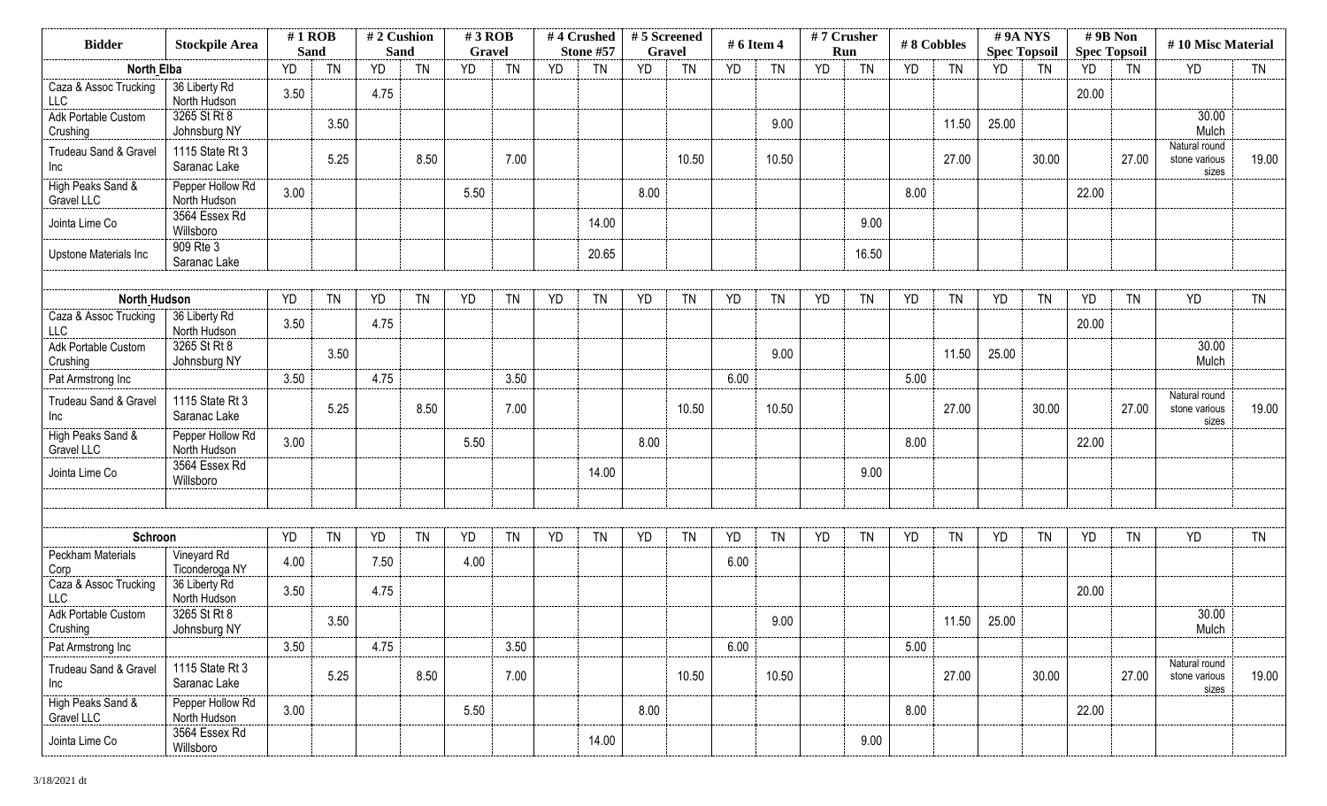| Bidder | Stockpile Area | # 1 ROB Sand | | # 2 Cushion Sand | | # 3 ROB Gravel | | # 4 Crushed Stone #57 | | # 5 Screened Gravel | | # 6 Item 4 | | # 7 Crusher Run | | # 8 Cobbles | | # 9A NYS Spec Topsoil | | # 9B Non Spec Topsoil | | # 10 Misc Material | |
|---|---|---|---|---|---|---|---|---|---|---|---|---|---|---|---|---|---|---|---|---|---|---|---|
| **North Elba** | | YD | TN | YD | TN | YD | TN | YD | TN | YD | TN | YD | TN | YD | TN | YD | TN | YD | TN | YD | TN | YD | TN |
| Caza & Assoc Trucking LLC | 36 Liberty Rd North Hudson | 3.50 | | 4.75 | | | | | | | | | | | | | | | | 20.00 | | | |
| Adk Portable Custom Crushing | 3265 St Rt 8 Johnsburg NY | | 3.50 | | | | | | | | | | 9.00 | | | | 11.50 | 25.00 | | | | 30.00 Mulch | |
| Trudeau Sand & Gravel Inc | 1115 State Rt 3 Saranac Lake | | 5.25 | | 8.50 | | 7.00 | | | | 10.50 | | 10.50 | | | | 27.00 | | 30.00 | | 27.00 | Natural round stone various sizes | 19.00 |
| High Peaks Sand & Gravel LLC | Pepper Hollow Rd North Hudson | 3.00 | | | | 5.50 | | | | 8.00 | | | | | | 8.00 | | | | 22.00 | | | |
| Jointa Lime Co | 3564 Essex Rd Willsboro | | | | | | | | 14.00 | | | | | | 9.00 | | | | | | | | |
| Upstone Materials Inc | 909 Rte 3 Saranac Lake | | | | | | | | 20.65 | | | | | | 16.50 | | | | | | | | |
| **North Hudson** | | YD | TN | YD | TN | YD | TN | YD | TN | YD | TN | YD | TN | YD | TN | YD | TN | YD | TN | YD | TN | YD | TN |
| Caza & Assoc Trucking LLC | 36 Liberty Rd North Hudson | 3.50 | | 4.75 | | | | | | | | | | | | | | | | 20.00 | | | |
| Adk Portable Custom Crushing | 3265 St Rt 8 Johnsburg NY | | 3.50 | | | | | | | | | | 9.00 | | | | 11.50 | 25.00 | | | | 30.00 Mulch | |
| Pat Armstrong Inc | | 3.50 | | 4.75 | | | 3.50 | | | | | 6.00 | | | | 5.00 | | | | | | | |
| Trudeau Sand & Gravel Inc | 1115 State Rt 3 Saranac Lake | | 5.25 | | 8.50 | | 7.00 | | | | 10.50 | | 10.50 | | | | 27.00 | | 30.00 | | 27.00 | Natural round stone various sizes | 19.00 |
| High Peaks Sand & Gravel LLC | Pepper Hollow Rd North Hudson | 3.00 | | | | 5.50 | | | | 8.00 | | | | | | 8.00 | | | | 22.00 | | | |
| Jointa Lime Co | 3564 Essex Rd Willsboro | | | | | | | | 14.00 | | | | | | 9.00 | | | | | | | | |
| **Schroon** | | YD | TN | YD | TN | YD | TN | YD | TN | YD | TN | YD | TN | YD | TN | YD | TN | YD | TN | YD | TN | YD | TN |
| Peckham Materials Corp | Vineyard Rd Ticonderoga NY | 4.00 | | 7.50 | | 4.00 | | | | | | 6.00 | | | | | | | | | | | |
| Caza & Assoc Trucking LLC | 36 Liberty Rd North Hudson | 3.50 | | 4.75 | | | | | | | | | | | | | | | | 20.00 | | | |
| Adk Portable Custom Crushing | 3265 St Rt 8 Johnsburg NY | | 3.50 | | | | | | | | | | 9.00 | | | | 11.50 | 25.00 | | | | 30.00 Mulch | |
| Pat Armstrong Inc | | 3.50 | | 4.75 | | | 3.50 | | | | | 6.00 | | | | 5.00 | | | | | | | |
| Trudeau Sand & Gravel Inc | 1115 State Rt 3 Saranac Lake | | 5.25 | | 8.50 | | 7.00 | | | | 10.50 | | 10.50 | | | | 27.00 | | 30.00 | | 27.00 | Natural round stone various sizes | 19.00 |
| High Peaks Sand & Gravel LLC | Pepper Hollow Rd North Hudson | 3.00 | | | | 5.50 | | | | 8.00 | | | | | | 8.00 | | | | 22.00 | | | |
| Jointa Lime Co | 3564 Essex Rd Willsboro | | | | | | | | 14.00 | | | | | | 9.00 | | | | | | | | |

3/18/2021 dt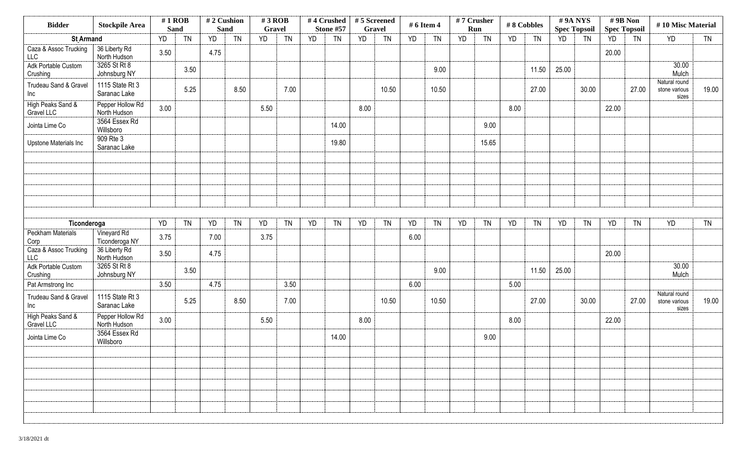| Bidder | Stockpile Area | # 1 ROB Sand | | # 2 Cushion Sand | | # 3 ROB Gravel | | # 4 Crushed Stone #57 | | # 5 Screened Gravel | | # 6 Item 4 | | # 7 Crusher Run | | # 8 Cobbles | | # 9A NYS Spec Topsoil | | # 9B Non Spec Topsoil | | # 10 Misc Material | |
|---|---|---|---|---|---|---|---|---|---|---|---|---|---|---|---|---|---|---|---|---|---|---|---|
| **St Armand** | | YD | TN | YD | TN | YD | TN | YD | TN | YD | TN | YD | TN | YD | TN | YD | TN | YD | TN | YD | TN | YD | TN |
| Caza & Assoc Trucking LLC | 36 Liberty Rd North Hudson | 3.50 | | 4.75 | | | | | | | | | | | | | | | | 20.00 | | | |
| Adk Portable Custom Crushing | 3265 St Rt 8 Johnsburg NY | | 3.50 | | | | | | | | | | 9.00 | | | | 11.50 | 25.00 | | | | 30.00 Mulch | |
| Trudeau Sand & Gravel Inc | 1115 State Rt 3 Saranac Lake | | 5.25 | | 8.50 | | 7.00 | | | | 10.50 | | 10.50 | | | | 27.00 | | 30.00 | | 27.00 | Natural round stone various sizes | 19.00 |
| High Peaks Sand & Gravel LLC | Pepper Hollow Rd North Hudson | 3.00 | | | | 5.50 | | | | 8.00 | | | | | | 8.00 | | | | 22.00 | | | |
| Jointa Lime Co | 3564 Essex Rd Willsboro | | | | | | | | 14.00 | | | | | | 9.00 | | | | | | | | |
| Upstone Materials Inc | 909 Rte 3 Saranac Lake | | | | | | | | 19.80 | | | | | | 15.65 | | | | | | | | |
| **Ticonderoga** | | YD | TN | YD | TN | YD | TN | YD | TN | YD | TN | YD | TN | YD | TN | YD | TN | YD | TN | YD | TN | YD | TN |
| Peckham Materials Corp | Vineyard Rd Ticonderoga NY | 3.75 | | 7.00 | | 3.75 | | | | | | 6.00 | | | | | | | | | | | |
| Caza & Assoc Trucking LLC | 36 Liberty Rd North Hudson | 3.50 | | 4.75 | | | | | | | | | | | | | | | | 20.00 | | | |
| Adk Portable Custom Crushing | 3265 St Rt 8 Johnsburg NY | | 3.50 | | | | | | | | | | 9.00 | | | | 11.50 | 25.00 | | | | 30.00 Mulch | |
| Pat Armstrong Inc | | 3.50 | | 4.75 | | | 3.50 | | | | | 6.00 | | | | 5.00 | | | | | | | |
| Trudeau Sand & Gravel Inc | 1115 State Rt 3 Saranac Lake | | 5.25 | | 8.50 | | 7.00 | | | | 10.50 | | 10.50 | | | | 27.00 | | 30.00 | | 27.00 | Natural round stone various sizes | 19.00 |
| High Peaks Sand & Gravel LLC | Pepper Hollow Rd North Hudson | 3.00 | | | | 5.50 | | | | 8.00 | | | | | | 8.00 | | | | 22.00 | | | |
| Jointa Lime Co | 3564 Essex Rd Willsboro | | | | | | | | 14.00 | | | | | | 9.00 | | | | | | | | |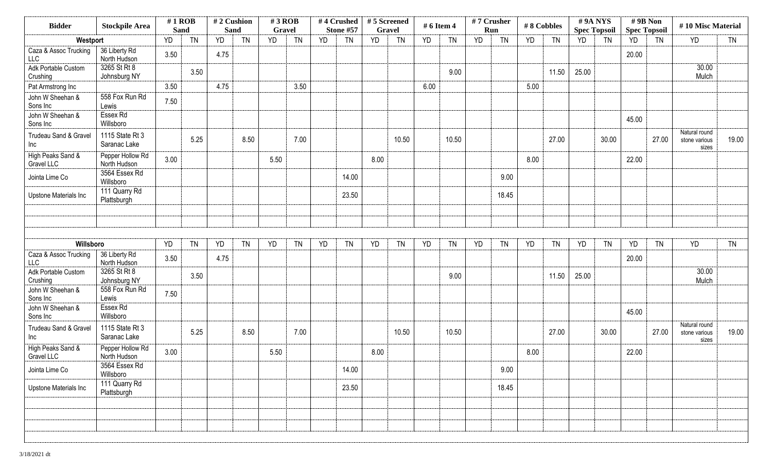| Bidder | Stockpile Area | # 1 ROB Sand | | # 2 Cushion Sand | | # 3 ROB Gravel | | # 4 Crushed Stone #57 | | # 5 Screened Gravel | | # 6 Item 4 | | # 7 Crusher Run | | # 8 Cobbles | | # 9A NYS Spec Topsoil | | # 9B Non Spec Topsoil | | # 10 Misc Material | |
|---|---|---|---|---|---|---|---|---|---|---|---|---|---|---|---|---|---|---|---|---|---|---|---|
| **Westport** | | YD | TN | YD | TN | YD | TN | YD | TN | YD | TN | YD | TN | YD | TN | YD | TN | YD | TN | YD | TN | YD | TN |
| Caza & Assoc Trucking LLC | 36 Liberty Rd North Hudson | 3.50 | | 4.75 | | | | | | | | | | | | | | | | 20.00 | | | |
| Adk Portable Custom Crushing | 3265 St Rt 8 Johnsburg NY | | 3.50 | | | | | | | | | | 9.00 | | | | 11.50 | 25.00 | | | | 30.00 Mulch | |
| Pat Armstrong Inc | | 3.50 | | 4.75 | | | 3.50 | | | | | 6.00 | | | | 5.00 | | | | | | | |
| John W Sheehan & Sons Inc | 558 Fox Run Rd Lewis | 7.50 | | | | | | | | | | | | | | | | | | | | | |
| John W Sheehan & Sons Inc | Essex Rd Willsboro | | | | | | | | | | | | | | | | | | | 45.00 | | | |
| Trudeau Sand & Gravel Inc | 1115 State Rt 3 Saranac Lake | | 5.25 | | 8.50 | | 7.00 | | | | 10.50 | | 10.50 | | | | 27.00 | | 30.00 | | 27.00 | Natural round stone various sizes | 19.00 |
| High Peaks Sand & Gravel LLC | Pepper Hollow Rd North Hudson | 3.00 | | | | 5.50 | | | | 8.00 | | | | | | 8.00 | | | | 22.00 | | | |
| Jointa Lime Co | 3564 Essex Rd Willsboro | | | | | | | | 14.00 | | | | | | 9.00 | | | | | | | | |
| Upstone Materials Inc | 111 Quarry Rd Plattsburgh | | | | | | | | 23.50 | | | | | | 18.45 | | | | | | | | |
| **Willsboro** | | YD | TN | YD | TN | YD | TN | YD | TN | YD | TN | YD | TN | YD | TN | YD | TN | YD | TN | YD | TN | YD | TN |
| Caza & Assoc Trucking LLC | 36 Liberty Rd North Hudson | 3.50 | | 4.75 | | | | | | | | | | | | | | | | 20.00 | | | |
| Adk Portable Custom Crushing | 3265 St Rt 8 Johnsburg NY | | 3.50 | | | | | | | | | | 9.00 | | | | 11.50 | 25.00 | | | | 30.00 Mulch | |
| John W Sheehan & Sons Inc | 558 Fox Run Rd Lewis | 7.50 | | | | | | | | | | | | | | | | | | | | | |
| John W Sheehan & Sons Inc | Essex Rd Willsboro | | | | | | | | | | | | | | | | | | | 45.00 | | | |
| Trudeau Sand & Gravel Inc | 1115 State Rt 3 Saranac Lake | | 5.25 | | 8.50 | | 7.00 | | | | 10.50 | | 10.50 | | | | 27.00 | | 30.00 | | 27.00 | Natural round stone various sizes | 19.00 |
| High Peaks Sand & Gravel LLC | Pepper Hollow Rd North Hudson | 3.00 | | | | 5.50 | | | | 8.00 | | | | | | 8.00 | | | | 22.00 | | | |
| Jointa Lime Co | 3564 Essex Rd Willsboro | | | | | | | | 14.00 | | | | | | 9.00 | | | | | | | | |
| Upstone Materials Inc | 111 Quarry Rd Plattsburgh | | | | | | | | 23.50 | | | | | | 18.45 | | | | | | | | |

3/18/2021 dt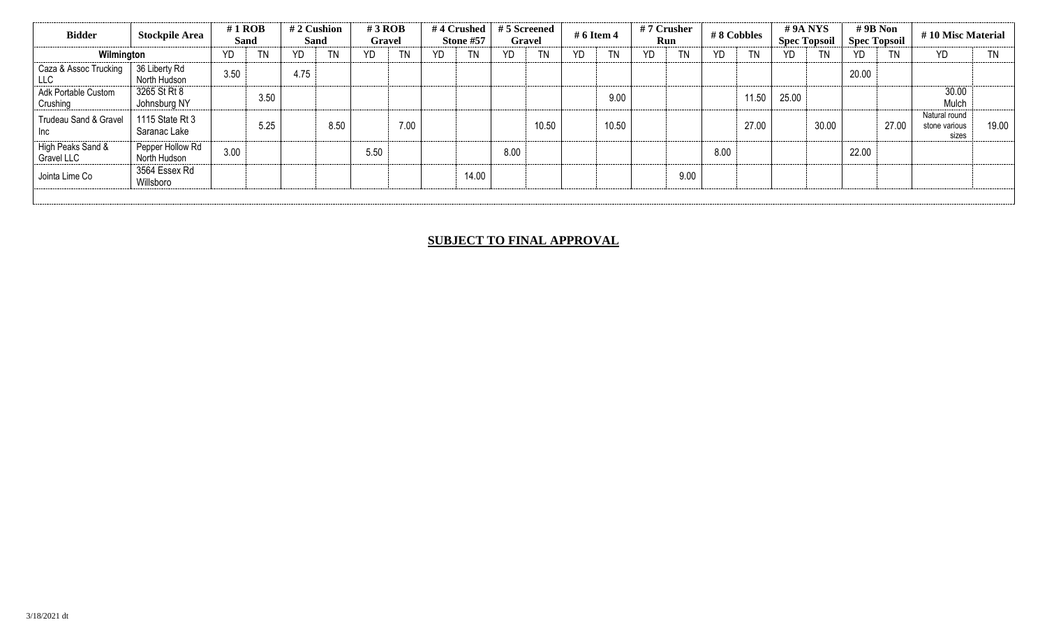| Bidder | Stockpile Area | # 1 ROB Sand | | # 2 Cushion Sand | | # 3 ROB Gravel | | # 4 Crushed Stone #57 | | # 5 Screened Gravel | | # 6 Item 4 | | # 7 Crusher Run | | # 8 Cobbles | | # 9A NYS Spec Topsoil | | # 9B Non Spec Topsoil | | # 10 Misc Material | |
|---|---|---|---|---|---|---|---|---|---|---|---|---|---|---|---|---|---|---|---|---|---|---|---|
| Wilmington | | YD | TN | YD | TN | YD | TN | YD | TN | YD | TN | YD | TN | YD | TN | YD | TN | YD | TN | YD | TN | YD | TN |
| Caza & Assoc Trucking LLC | 36 Liberty Rd North Hudson | 3.50 | | 4.75 | | | | | | | | | | | | | | | | 20.00 | | | |
| Adk Portable Custom Crushing | 3265 St Rt 8 Johnsburg NY | | 3.50 | | | | | | | | | | 9.00 | | | | 11.50 | 25.00 | | | | 30.00 Mulch | |
| Trudeau Sand & Gravel Inc | 1115 State Rt 3 Saranac Lake | | 5.25 | | 8.50 | | 7.00 | | | | 10.50 | | 10.50 | | | | 27.00 | | 30.00 | | 27.00 | Natural round stone various sizes | 19.00 |
| High Peaks Sand & Gravel LLC | Pepper Hollow Rd North Hudson | 3.00 | | | | 5.50 | | | | 8.00 | | | | | | 8.00 | | | | 22.00 | | | |
| Jointa Lime Co | 3564 Essex Rd Willsboro | | | | | | | | 14.00 | | | | | | 9.00 | | | | | | | | |

**SUBJECT TO FINAL APPROVAL**

3/18/2021 dt